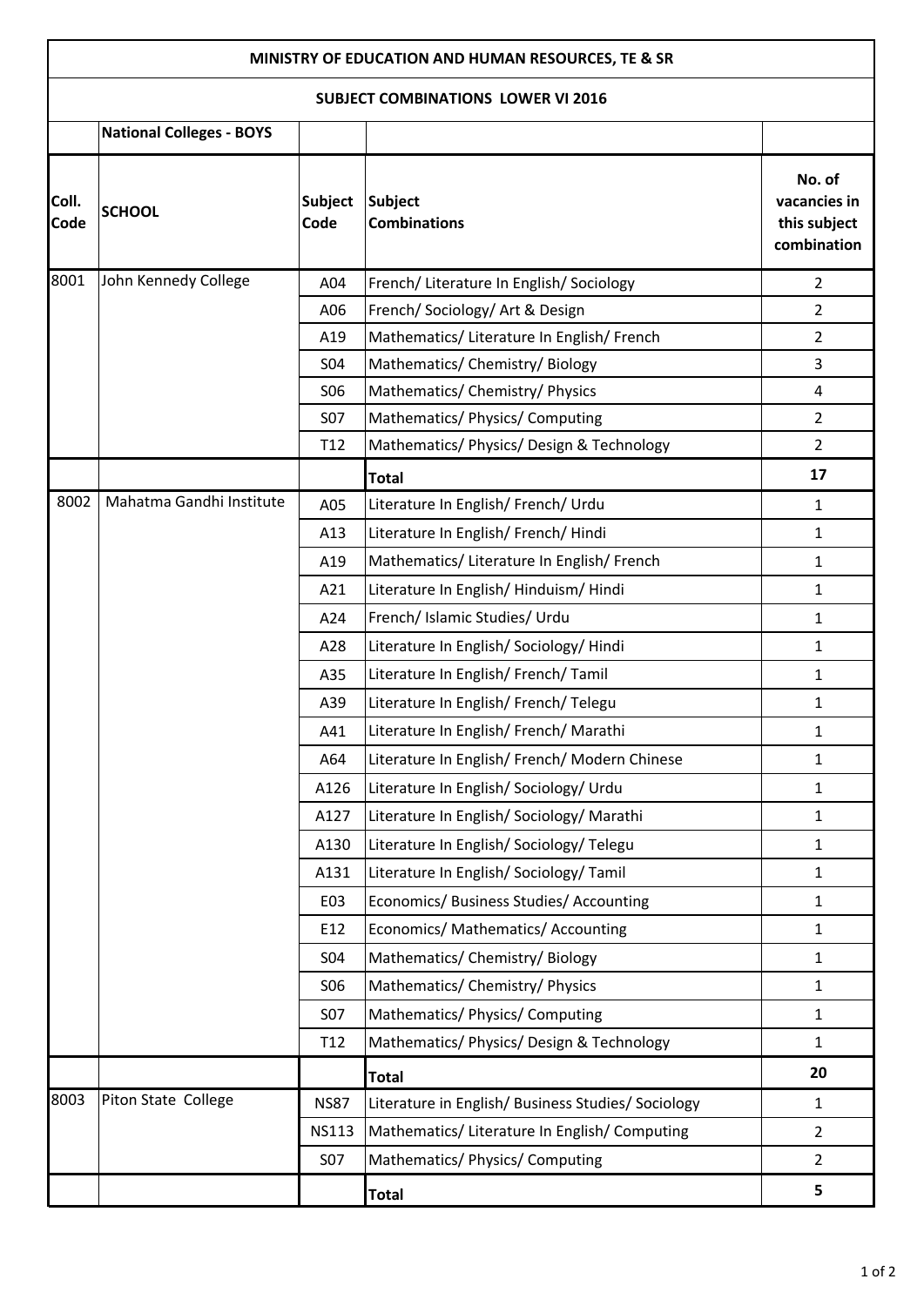# MINISTRY OF EDUCATION AND HUMAN RESOURCES, TE & SR

## SUBJECT COMBINATIONS LOWER VI 2016

| | **National Colleges - BOYS** | | | |
|---|---|---|---|---|
| **Coll. Code** | **SCHOOL** | **Subject Code** | **Subject Combinations** | **No. of vacancies in this subject combination** |
| 8001 | John Kennedy College | A04 | French/ Literature In English/ Sociology | 2 |
| | | A06 | French/ Sociology/ Art & Design | 2 |
| | | A19 | Mathematics/ Literature In English/ French | 2 |
| | | S04 | Mathematics/ Chemistry/ Biology | 3 |
| | | S06 | Mathematics/ Chemistry/ Physics | 4 |
| | | S07 | Mathematics/ Physics/ Computing | 2 |
| | | T12 | Mathematics/ Physics/ Design & Technology | 2 |
| | | | **Total** | **17** |
| 8002 | Mahatma Gandhi Institute | A05 | Literature In English/ French/ Urdu | 1 |
| | | A13 | Literature In English/ French/ Hindi | 1 |
| | | A19 | Mathematics/ Literature In English/ French | 1 |
| | | A21 | Literature In English/ Hinduism/ Hindi | 1 |
| | | A24 | French/ Islamic Studies/ Urdu | 1 |
| | | A28 | Literature In English/ Sociology/ Hindi | 1 |
| | | A35 | Literature In English/ French/ Tamil | 1 |
| | | A39 | Literature In English/ French/ Telegu | 1 |
| | | A41 | Literature In English/ French/ Marathi | 1 |
| | | A64 | Literature In English/ French/ Modern Chinese | 1 |
| | | A126 | Literature In English/ Sociology/ Urdu | 1 |
| | | A127 | Literature In English/ Sociology/ Marathi | 1 |
| | | A130 | Literature In English/ Sociology/ Telegu | 1 |
| | | A131 | Literature In English/ Sociology/ Tamil | 1 |
| | | E03 | Economics/ Business Studies/ Accounting | 1 |
| | | E12 | Economics/ Mathematics/ Accounting | 1 |
| | | S04 | Mathematics/ Chemistry/ Biology | 1 |
| | | S06 | Mathematics/ Chemistry/ Physics | 1 |
| | | S07 | Mathematics/ Physics/ Computing | 1 |
| | | T12 | Mathematics/ Physics/ Design & Technology | 1 |
| | | | **Total** | **20** |
| 8003 | Piton State College | NS87 | Literature in English/ Business Studies/ Sociology | 1 |
| | | NS113 | Mathematics/ Literature In English/ Computing | 2 |
| | | S07 | Mathematics/ Physics/ Computing | 2 |
| | | | **Total** | **5** |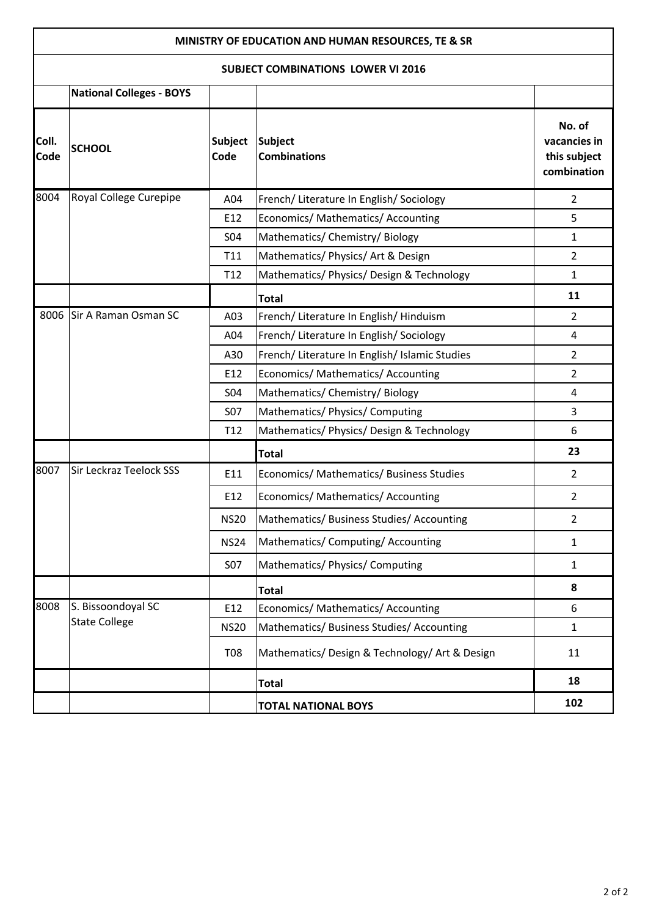| MINISTRY OF EDUCATION AND HUMAN RESOURCES, TE & SR | | | | |
|---|---|---|---|---|
| **SUBJECT COMBINATIONS LOWER VI 2016** | | | | |
| | **National Colleges - BOYS** | | | |
| **Coll. Code** | **SCHOOL** | **Subject Code** | **Subject Combinations** | **No. of vacancies in this subject combination** |
| 8004 | Royal College Curepipe | A04 | French/ Literature In English/ Sociology | 2 |
| | | E12 | Economics/ Mathematics/ Accounting | 5 |
| | | S04 | Mathematics/ Chemistry/ Biology | 1 |
| | | T11 | Mathematics/ Physics/ Art & Design | 2 |
| | | T12 | Mathematics/ Physics/ Design & Technology | 1 |
| | | | **Total** | **11** |
| 8006 | Sir A Raman Osman SC | A03 | French/ Literature In English/ Hinduism | 2 |
| | | A04 | French/ Literature In English/ Sociology | 4 |
| | | A30 | French/ Literature In English/ Islamic Studies | 2 |
| | | E12 | Economics/ Mathematics/ Accounting | 2 |
| | | S04 | Mathematics/ Chemistry/ Biology | 4 |
| | | S07 | Mathematics/ Physics/ Computing | 3 |
| | | T12 | Mathematics/ Physics/ Design & Technology | 6 |
| | | | **Total** | **23** |
| 8007 | Sir Leckraz Teelock SSS | E11 | Economics/ Mathematics/ Business Studies | 2 |
| | | E12 | Economics/ Mathematics/ Accounting | 2 |
| | | NS20 | Mathematics/ Business Studies/ Accounting | 2 |
| | | NS24 | Mathematics/ Computing/ Accounting | 1 |
| | | S07 | Mathematics/ Physics/ Computing | 1 |
| | | | **Total** | **8** |
| 8008 | S. Bissoondoyal SC State College | E12 | Economics/ Mathematics/ Accounting | 6 |
| | | NS20 | Mathematics/ Business Studies/ Accounting | 1 |
| | | T08 | Mathematics/ Design & Technology/ Art & Design | 11 |
| | | | **Total** | **18** |
| | | | **TOTAL NATIONAL BOYS** | **102** |